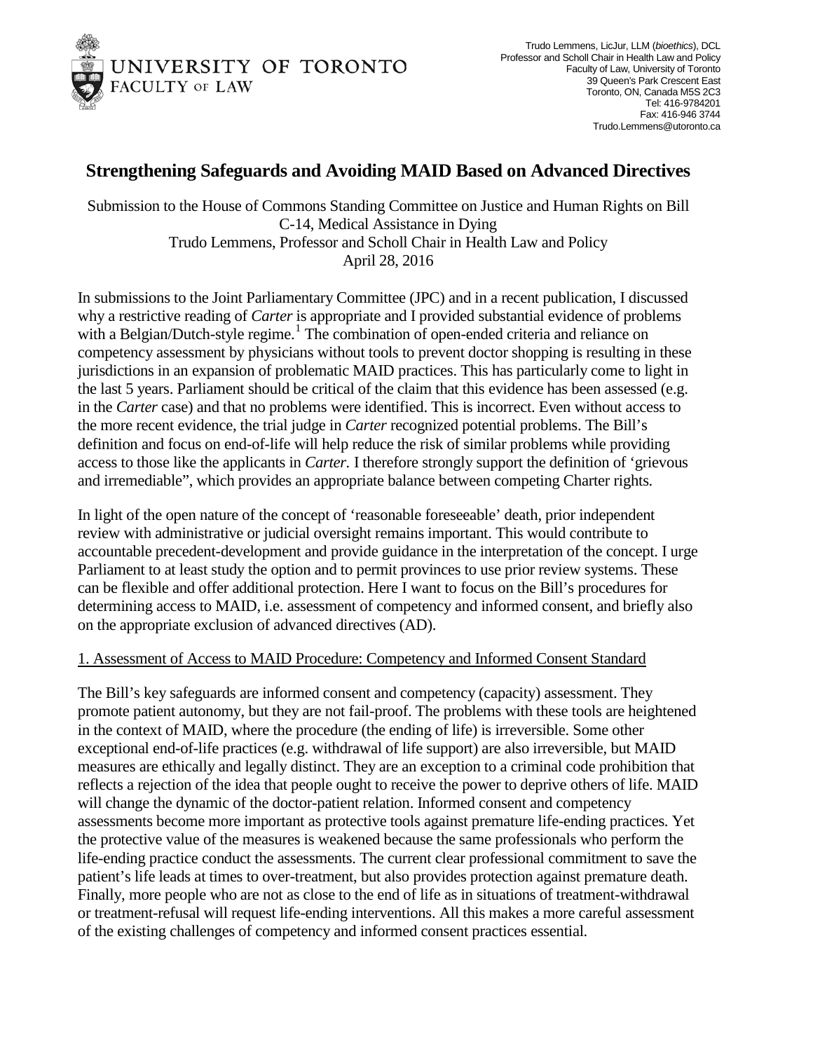UNIVERSITY OF TORONTO
FACULTY OF LAW

Trudo Lemmens, LicJur, LLM (*bioethics*), DCL
Professor and Scholl Chair in Health Law and Policy
Faculty of Law, University of Toronto
39 Queen's Park Crescent East
Toronto, ON, Canada M5S 2C3
Tel: 416-9784201
Fax: 416-946 3744
Trudo.Lemmens@utoronto.ca

# Strengthening Safeguards and Avoiding MAID Based on Advanced Directives

Submission to the House of Commons Standing Committee on Justice and Human Rights on Bill C-14, Medical Assistance in Dying
Trudo Lemmens, Professor and Scholl Chair in Health Law and Policy
April 28, 2016

In submissions to the Joint Parliamentary Committee (JPC) and in a recent publication, I discussed why a restrictive reading of *Carter* is appropriate and I provided substantial evidence of problems with a Belgian/Dutch-style regime.[1] The combination of open-ended criteria and reliance on competency assessment by physicians without tools to prevent doctor shopping is resulting in these jurisdictions in an expansion of problematic MAID practices. This has particularly come to light in the last 5 years. Parliament should be critical of the claim that this evidence has been assessed (e.g. in the *Carter* case) and that no problems were identified. This is incorrect. Even without access to the more recent evidence, the trial judge in *Carter* recognized potential problems. The Bill's definition and focus on end-of-life will help reduce the risk of similar problems while providing access to those like the applicants in *Carter*. I therefore strongly support the definition of 'grievous and irremediable", which provides an appropriate balance between competing Charter rights.

In light of the open nature of the concept of 'reasonable foreseeable' death, prior independent review with administrative or judicial oversight remains important. This would contribute to accountable precedent-development and provide guidance in the interpretation of the concept. I urge Parliament to at least study the option and to permit provinces to use prior review systems. These can be flexible and offer additional protection. Here I want to focus on the Bill's procedures for determining access to MAID, i.e. assessment of competency and informed consent, and briefly also on the appropriate exclusion of advanced directives (AD).

## 1. Assessment of Access to MAID Procedure: Competency and Informed Consent Standard

The Bill's key safeguards are informed consent and competency (capacity) assessment. They promote patient autonomy, but they are not fail-proof. The problems with these tools are heightened in the context of MAID, where the procedure (the ending of life) is irreversible. Some other exceptional end-of-life practices (e.g. withdrawal of life support) are also irreversible, but MAID measures are ethically and legally distinct. They are an exception to a criminal code prohibition that reflects a rejection of the idea that people ought to receive the power to deprive others of life. MAID will change the dynamic of the doctor-patient relation. Informed consent and competency assessments become more important as protective tools against premature life-ending practices. Yet the protective value of the measures is weakened because the same professionals who perform the life-ending practice conduct the assessments. The current clear professional commitment to save the patient's life leads at times to over-treatment, but also provides protection against premature death. Finally, more people who are not as close to the end of life as in situations of treatment-withdrawal or treatment-refusal will request life-ending interventions. All this makes a more careful assessment of the existing challenges of competency and informed consent practices essential.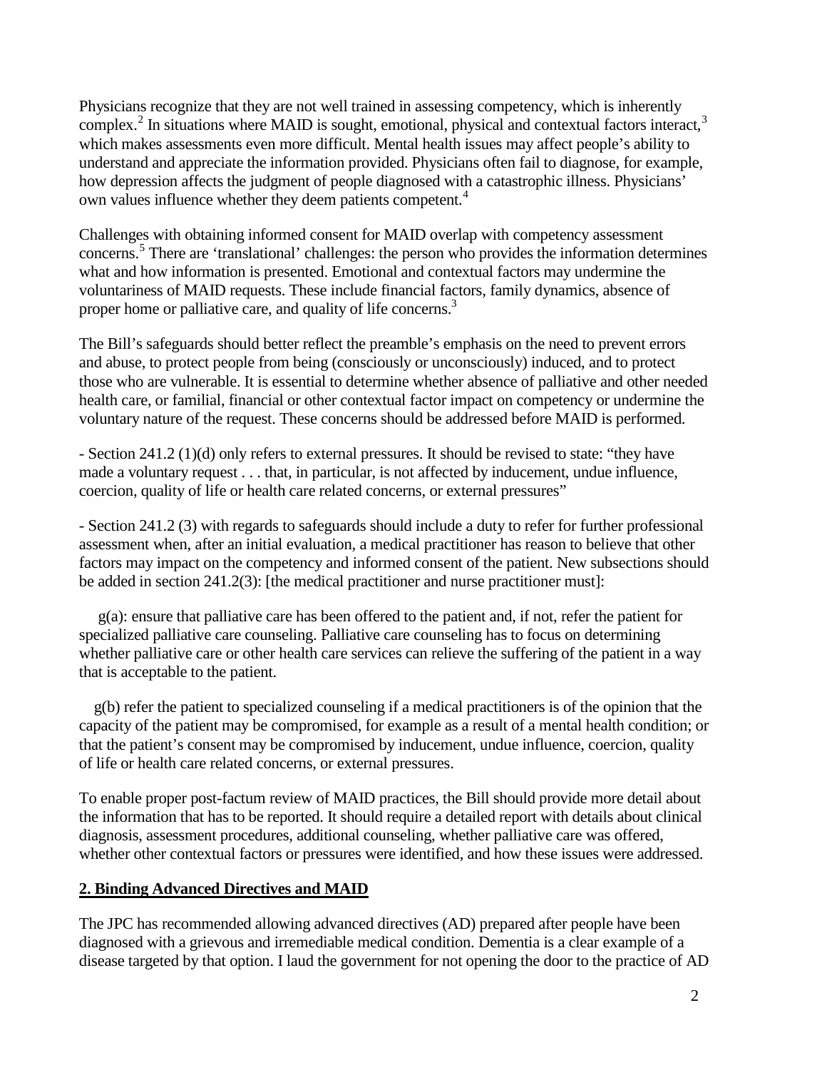Physicians recognize that they are not well trained in assessing competency, which is inherently complex.[2] In situations where MAID is sought, emotional, physical and contextual factors interact,[3] which makes assessments even more difficult. Mental health issues may affect people's ability to understand and appreciate the information provided. Physicians often fail to diagnose, for example, how depression affects the judgment of people diagnosed with a catastrophic illness. Physicians' own values influence whether they deem patients competent.[4]

Challenges with obtaining informed consent for MAID overlap with competency assessment concerns.[5] There are 'translational' challenges: the person who provides the information determines what and how information is presented. Emotional and contextual factors may undermine the voluntariness of MAID requests. These include financial factors, family dynamics, absence of proper home or palliative care, and quality of life concerns.[3]

The Bill's safeguards should better reflect the preamble's emphasis on the need to prevent errors and abuse, to protect people from being (consciously or unconsciously) induced, and to protect those who are vulnerable. It is essential to determine whether absence of palliative and other needed health care, or familial, financial or other contextual factor impact on competency or undermine the voluntary nature of the request. These concerns should be addressed before MAID is performed.

- Section 241.2 (1)(d) only refers to external pressures. It should be revised to state: "they have made a voluntary request . . . that, in particular, is not affected by inducement, undue influence, coercion, quality of life or health care related concerns, or external pressures"

- Section 241.2 (3) with regards to safeguards should include a duty to refer for further professional assessment when, after an initial evaluation, a medical practitioner has reason to believe that other factors may impact on the competency and informed consent of the patient. New subsections should be added in section 241.2(3): [the medical practitioner and nurse practitioner must]:

g(a): ensure that palliative care has been offered to the patient and, if not, refer the patient for specialized palliative care counseling. Palliative care counseling has to focus on determining whether palliative care or other health care services can relieve the suffering of the patient in a way that is acceptable to the patient.

g(b) refer the patient to specialized counseling if a medical practitioners is of the opinion that the capacity of the patient may be compromised, for example as a result of a mental health condition; or that the patient's consent may be compromised by inducement, undue influence, coercion, quality of life or health care related concerns, or external pressures.

To enable proper post-factum review of MAID practices, the Bill should provide more detail about the information that has to be reported. It should require a detailed report with details about clinical diagnosis, assessment procedures, additional counseling, whether palliative care was offered, whether other contextual factors or pressures were identified, and how these issues were addressed.

## 2. Binding Advanced Directives and MAID

The JPC has recommended allowing advanced directives (AD) prepared after people have been diagnosed with a grievous and irremediable medical condition. Dementia is a clear example of a disease targeted by that option. I laud the government for not opening the door to the practice of AD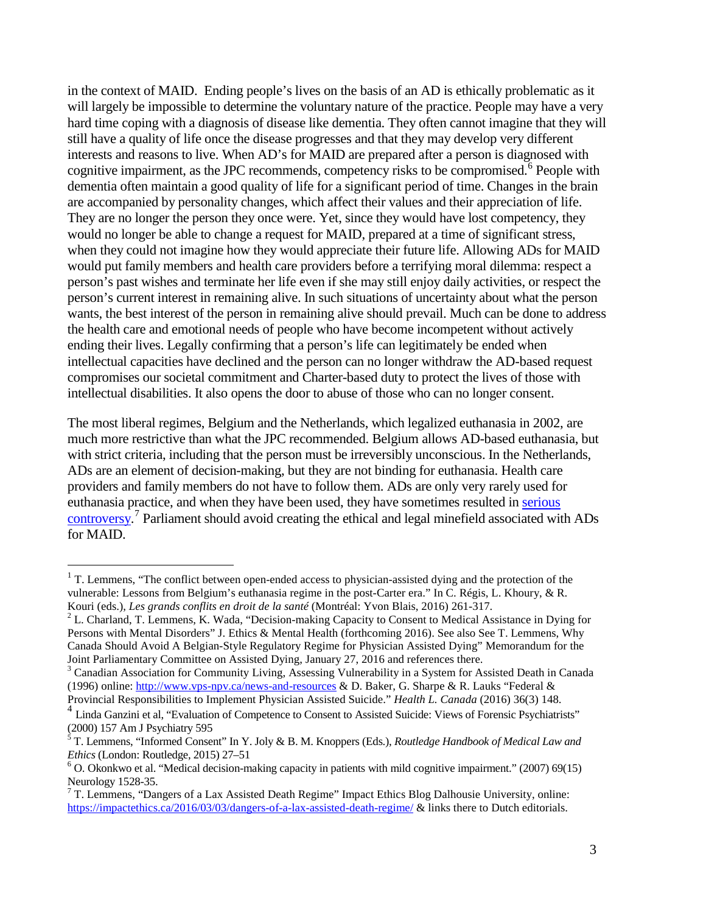in the context of MAID. Ending people's lives on the basis of an AD is ethically problematic as it will largely be impossible to determine the voluntary nature of the practice. People may have a very hard time coping with a diagnosis of disease like dementia. They often cannot imagine that they will still have a quality of life once the disease progresses and that they may develop very different interests and reasons to live. When AD's for MAID are prepared after a person is diagnosed with cognitive impairment, as the JPC recommends, competency risks to be compromised.[6] People with dementia often maintain a good quality of life for a significant period of time. Changes in the brain are accompanied by personality changes, which affect their values and their appreciation of life. They are no longer the person they once were. Yet, since they would have lost competency, they would no longer be able to change a request for MAID, prepared at a time of significant stress, when they could not imagine how they would appreciate their future life. Allowing ADs for MAID would put family members and health care providers before a terrifying moral dilemma: respect a person's past wishes and terminate her life even if she may still enjoy daily activities, or respect the person's current interest in remaining alive. In such situations of uncertainty about what the person wants, the best interest of the person in remaining alive should prevail. Much can be done to address the health care and emotional needs of people who have become incompetent without actively ending their lives. Legally confirming that a person's life can legitimately be ended when intellectual capacities have declined and the person can no longer withdraw the AD-based request compromises our societal commitment and Charter-based duty to protect the lives of those with intellectual disabilities. It also opens the door to abuse of those who can no longer consent.

The most liberal regimes, Belgium and the Netherlands, which legalized euthanasia in 2002, are much more restrictive than what the JPC recommended. Belgium allows AD-based euthanasia, but with strict criteria, including that the person must be irreversibly unconscious. In the Netherlands, ADs are an element of decision-making, but they are not binding for euthanasia. Health care providers and family members do not have to follow them. ADs are only very rarely used for euthanasia practice, and when they have been used, they have sometimes resulted in serious controversy.[7] Parliament should avoid creating the ethical and legal minefield associated with ADs for MAID.

---

[1] T. Lemmens, "The conflict between open-ended access to physician-assisted dying and the protection of the vulnerable: Lessons from Belgium's euthanasia regime in the post-Carter era." In C. Régis, L. Khoury, & R. Kouri (eds.), *Les grands conflits en droit de la santé* (Montréal: Yvon Blais, 2016) 261-317.

[2] L. Charland, T. Lemmens, K. Wada, "Decision-making Capacity to Consent to Medical Assistance in Dying for Persons with Mental Disorders" J. Ethics & Mental Health (forthcoming 2016). See also See T. Lemmens, Why Canada Should Avoid A Belgian-Style Regulatory Regime for Physician Assisted Dying" Memorandum for the Joint Parliamentary Committee on Assisted Dying, January 27, 2016 and references there.

[3] Canadian Association for Community Living, Assessing Vulnerability in a System for Assisted Death in Canada (1996) online: http://www.vps-npv.ca/news-and-resources & D. Baker, G. Sharpe & R. Lauks "Federal & Provincial Responsibilities to Implement Physician Assisted Suicide." *Health L. Canada* (2016) 36(3) 148.

[4] Linda Ganzini et al, "Evaluation of Competence to Consent to Assisted Suicide: Views of Forensic Psychiatrists" (2000) 157 Am J Psychiatry 595

[5] T. Lemmens, "Informed Consent" In Y. Joly & B. M. Knoppers (Eds.), *Routledge Handbook of Medical Law and Ethics* (London: Routledge, 2015) 27–51

[6] O. Okonkwo et al. "Medical decision-making capacity in patients with mild cognitive impairment." (2007) 69(15) Neurology 1528-35.

[7] T. Lemmens, "Dangers of a Lax Assisted Death Regime" Impact Ethics Blog Dalhousie University, online: https://impactethics.ca/2016/03/03/dangers-of-a-lax-assisted-death-regime/ & links there to Dutch editorials.